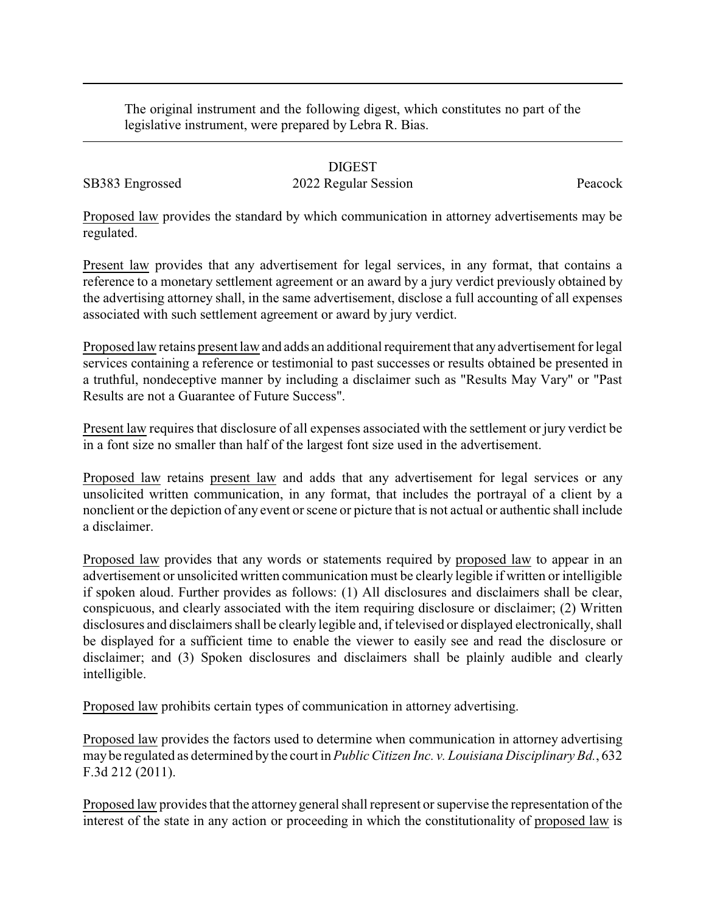The original instrument and the following digest, which constitutes no part of the legislative instrument, were prepared by Lebra R. Bias.

# DIGEST

SB383 Engrossed 2022 Regular Session Peacock

Proposed law provides the standard by which communication in attorney advertisements may be regulated.

Present law provides that any advertisement for legal services, in any format, that contains a reference to a monetary settlement agreement or an award by a jury verdict previously obtained by the advertising attorney shall, in the same advertisement, disclose a full accounting of all expenses associated with such settlement agreement or award by jury verdict.

Proposed law retains present law and adds an additional requirement that any advertisement for legal services containing a reference or testimonial to past successes or results obtained be presented in a truthful, nondeceptive manner by including a disclaimer such as "Results May Vary" or "Past Results are not a Guarantee of Future Success".

Present law requires that disclosure of all expenses associated with the settlement or jury verdict be in a font size no smaller than half of the largest font size used in the advertisement.

Proposed law retains present law and adds that any advertisement for legal services or any unsolicited written communication, in any format, that includes the portrayal of a client by a nonclient or the depiction of any event or scene or picture that is not actual or authentic shall include a disclaimer.

Proposed law provides that any words or statements required by proposed law to appear in an advertisement or unsolicited written communication must be clearly legible if written or intelligible if spoken aloud. Further provides as follows: (1) All disclosures and disclaimers shall be clear, conspicuous, and clearly associated with the item requiring disclosure or disclaimer; (2) Written disclosures and disclaimers shall be clearly legible and, if televised or displayed electronically, shall be displayed for a sufficient time to enable the viewer to easily see and read the disclosure or disclaimer; and (3) Spoken disclosures and disclaimers shall be plainly audible and clearly intelligible.

Proposed law prohibits certain types of communication in attorney advertising.

Proposed law provides the factors used to determine when communication in attorney advertising may be regulated as determined by the court in *Public Citizen Inc. v. Louisiana Disciplinary Bd.*, 632 F.3d 212 (2011).

Proposed law provides that the attorney general shall represent or supervise the representation of the interest of the state in any action or proceeding in which the constitutionality of proposed law is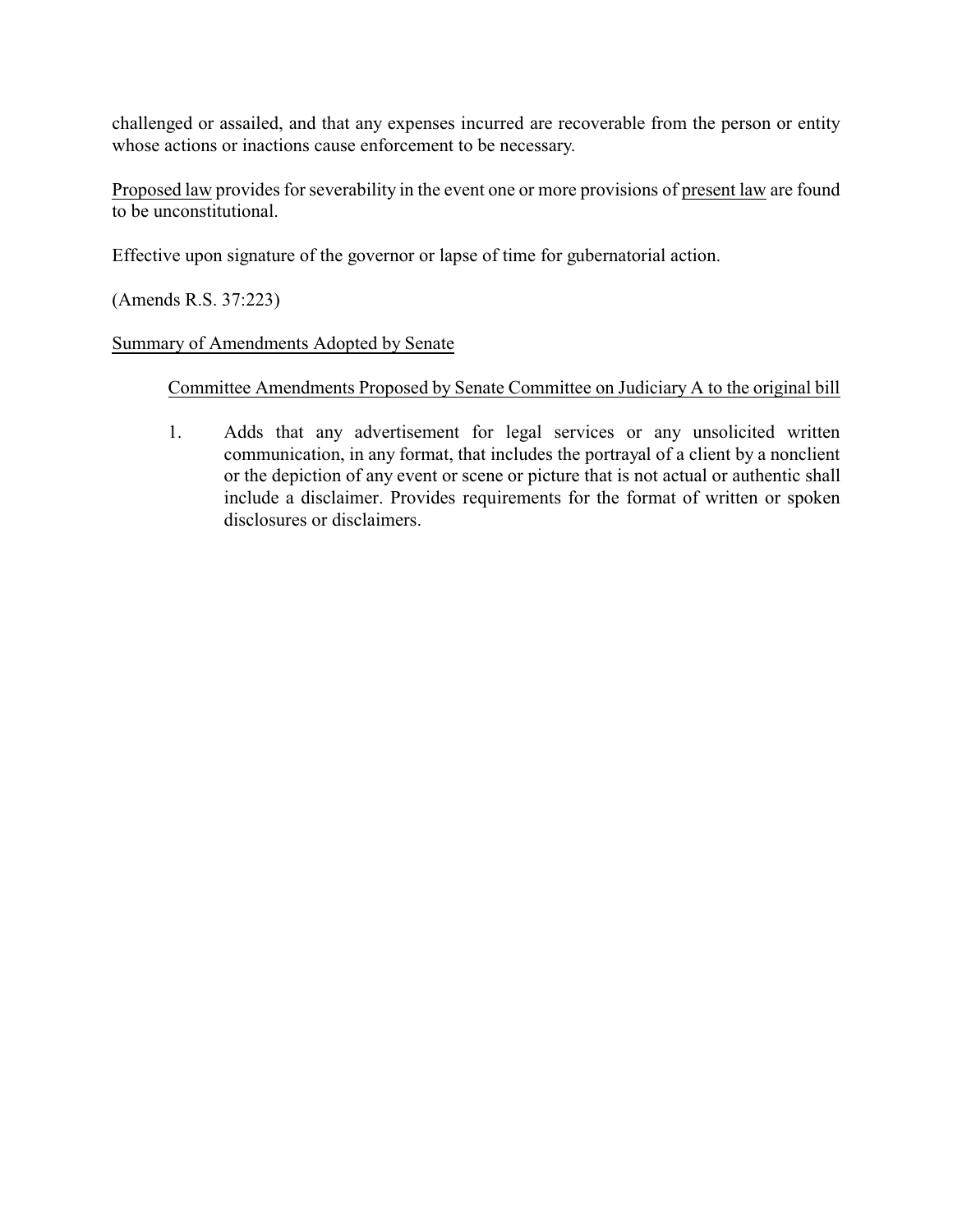challenged or assailed, and that any expenses incurred are recoverable from the person or entity whose actions or inactions cause enforcement to be necessary.

Proposed law provides for severability in the event one or more provisions of present law are found to be unconstitutional.

Effective upon signature of the governor or lapse of time for gubernatorial action.

(Amends R.S. 37:223)

Summary of Amendments Adopted by Senate

Committee Amendments Proposed by Senate Committee on Judiciary A to the original bill

1. Adds that any advertisement for legal services or any unsolicited written communication, in any format, that includes the portrayal of a client by a nonclient or the depiction of any event or scene or picture that is not actual or authentic shall include a disclaimer. Provides requirements for the format of written or spoken disclosures or disclaimers.